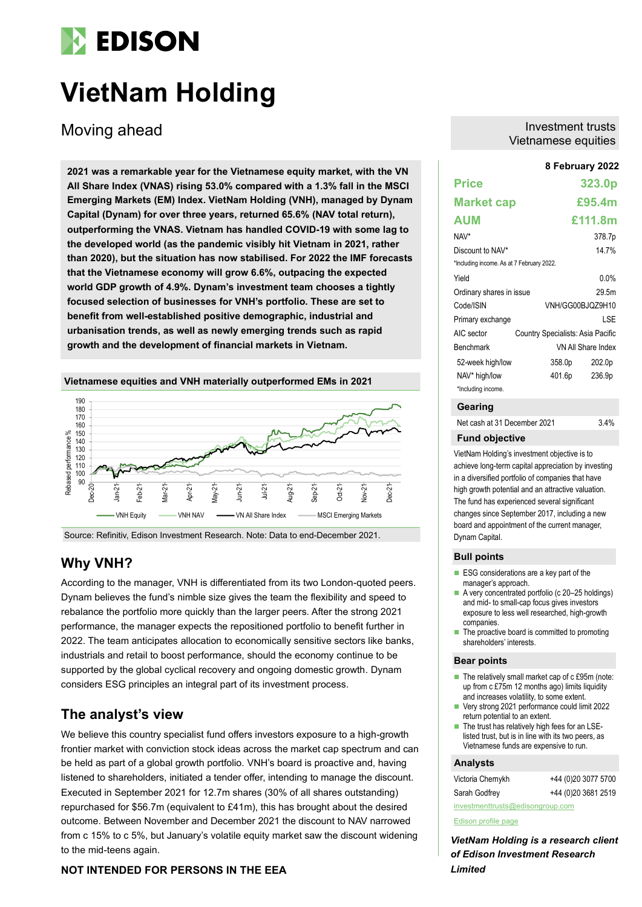# VietNam Holding

## Moving ahead

Investment trusts
Vietnamese equities

**2021 was a remarkable year for the Vietnamese equity market, with the VN All Share Index (VNAS) rising 53.0% compared with a 1.3% fall in the MSCI Emerging Markets (EM) Index. VietNam Holding (VNH), managed by Dynam Capital (Dynam) for over three years, returned 65.6% (NAV total return), outperforming the VNAS. Vietnam has handled COVID-19 with some lag to the developed world (as the pandemic visibly hit Vietnam in 2021, rather than 2020), but the situation has now stabilised. For 2022 the IMF forecasts that the Vietnamese economy will grow 6.6%, outpacing the expected world GDP growth of 4.9%. Dynam's investment team chooses a tightly focused selection of businesses for VNH's portfolio. These are set to benefit from well-established positive demographic, industrial and urbanisation trends, as well as newly emerging trends such as rapid growth and the development of financial markets in Vietnam.**

**Vietnamese equities and VNH materially outperformed EMs in 2021**

Source: Refinitiv, Edison Investment Research. Note: Data to end-December 2021.

## Why VNH?

According to the manager, VNH is differentiated from its two London-quoted peers. Dynam believes the fund's nimble size gives the team the flexibility and speed to rebalance the portfolio more quickly than the larger peers. After the strong 2021 performance, the manager expects the repositioned portfolio to benefit further in 2022. The team anticipates allocation to economically sensitive sectors like banks, industrials and retail to boost performance, should the economy continue to be supported by the global cyclical recovery and ongoing domestic growth. Dynam considers ESG principles an integral part of its investment process.

## The analyst's view

We believe this country specialist fund offers investors exposure to a high-growth frontier market with conviction stock ideas across the market cap spectrum and can be held as part of a global growth portfolio. VNH's board is proactive and, having listened to shareholders, initiated a tender offer, intending to manage the discount. Executed in September 2021 for 12.7m shares (30% of all shares outstanding) repurchased for $56.7m (equivalent to £41m), this has brought about the desired outcome. Between November and December 2021 the discount to NAV narrowed from c 15% to c 5%, but January's volatile equity market saw the discount widening to the mid-teens again.

**NOT INTENDED FOR PERSONS IN THE EEA**

**8 February 2022**

| | |
|---|---|
| **Price** | **323.0p** |
| **Market cap** | **£95.4m** |
| **AUM** | **£111.8m** |

| | |
|---|---|
| NAV* | 378.7p |
| Discount to NAV* | 14.7% |

*Including income. As at 7 February 2022.

| | | |
|---|---|---|
| Yield | | 0.0% |
| Ordinary shares in issue | | 29.5m |
| Code/ISIN | | VNH/GG00BJQZ9H10 |
| Primary exchange | | LSE |
| AIC sector | | Country Specialists: Asia Pacific |
| Benchmark | | VN All Share Index |
| 52-week high/low | 358.0p | 202.0p |
| NAV* high/low | 401.6p | 236.9p |

*Including income.

### Gearing

| | |
|---|---|
| Net cash at 31 December 2021 | 3.4% |

### Fund objective

VietNam Holding's investment objective is to achieve long-term capital appreciation by investing in a diversified portfolio of companies that have high growth potential and an attractive valuation. The fund has experienced several significant changes since September 2017, including a new board and appointment of the current manager, Dynam Capital.

### Bull points

- ESG considerations are a key part of the manager's approach.
- A very concentrated portfolio (c 20–25 holdings) and mid- to small-cap focus gives investors exposure to less well researched, high-growth companies.
- The proactive board is committed to promoting shareholders' interests.

### Bear points

- The relatively small market cap of c £95m (note: up from c £75m 12 months ago) limits liquidity and increases volatility, to some extent.
- Very strong 2021 performance could limit 2022 return potential to an extent.
- The trust has relatively high fees for an LSE-listed trust, but is in line with its two peers, as Vietnamese funds are expensive to run.

### Analysts

| | |
|---|---|
| Victoria Chernykh | +44 (0)20 3077 5700 |
| Sarah Godfrey | +44 (0)20 3681 2519 |

investmenttrusts@edisongroup.com

Edison profile page

*VietNam Holding is a research client of Edison Investment Research Limited*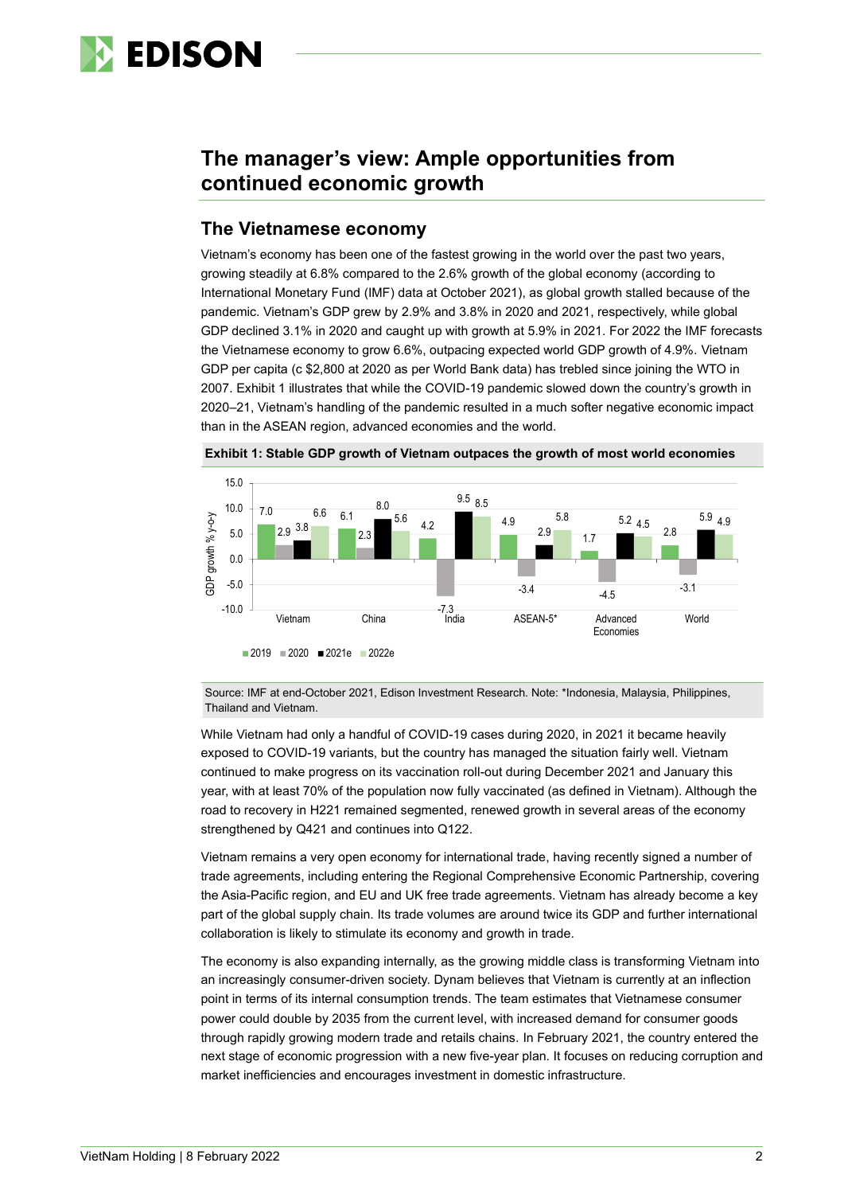## The manager's view: Ample opportunities from continued economic growth

### The Vietnamese economy

Vietnam's economy has been one of the fastest growing in the world over the past two years, growing steadily at 6.8% compared to the 2.6% growth of the global economy (according to International Monetary Fund (IMF) data at October 2021), as global growth stalled because of the pandemic. Vietnam's GDP grew by 2.9% and 3.8% in 2020 and 2021, respectively, while global GDP declined 3.1% in 2020 and caught up with growth at 5.9% in 2021. For 2022 the IMF forecasts the Vietnamese economy to grow 6.6%, outpacing expected world GDP growth of 4.9%. Vietnam GDP per capita (c $2,800 at 2020 as per World Bank data) has trebled since joining the WTO in 2007. Exhibit 1 illustrates that while the COVID-19 pandemic slowed down the country's growth in 2020–21, Vietnam's handling of the pandemic resulted in a much softer negative economic impact than in the ASEAN region, advanced economies and the world.

**Exhibit 1: Stable GDP growth of Vietnam outpaces the growth of most world economies**

GDP growth % y-o-y

| | 2019 | 2020 | 2021e | 2022e |
|---|---|---|---|---|
| Vietnam | 7.0 | 2.9 | 3.8 | 6.6 |
| China | 6.1 | 2.3 | 8.0 | 5.6 |
| India | 4.2 | -7.3 | 9.5 | 8.5 |
| ASEAN-5* | 4.9 | -3.4 | 2.9 | 5.8 |
| Advanced Economies | 1.7 | -4.5 | 5.2 | 4.5 |
| World | 2.8 | -3.1 | 5.9 | 4.9 |

Source: IMF at end-October 2021, Edison Investment Research. Note: *Indonesia, Malaysia, Philippines, Thailand and Vietnam.

While Vietnam had only a handful of COVID-19 cases during 2020, in 2021 it became heavily exposed to COVID-19 variants, but the country has managed the situation fairly well. Vietnam continued to make progress on its vaccination roll-out during December 2021 and January this year, with at least 70% of the population now fully vaccinated (as defined in Vietnam). Although the road to recovery in H221 remained segmented, renewed growth in several areas of the economy strengthened by Q421 and continues into Q122.

Vietnam remains a very open economy for international trade, having recently signed a number of trade agreements, including entering the Regional Comprehensive Economic Partnership, covering the Asia-Pacific region, and EU and UK free trade agreements. Vietnam has already become a key part of the global supply chain. Its trade volumes are around twice its GDP and further international collaboration is likely to stimulate its economy and growth in trade.

The economy is also expanding internally, as the growing middle class is transforming Vietnam into an increasingly consumer-driven society. Dynam believes that Vietnam is currently at an inflection point in terms of its internal consumption trends. The team estimates that Vietnamese consumer power could double by 2035 from the current level, with increased demand for consumer goods through rapidly growing modern trade and retails chains. In February 2021, the country entered the next stage of economic progression with a new five-year plan. It focuses on reducing corruption and market inefficiencies and encourages investment in domestic infrastructure.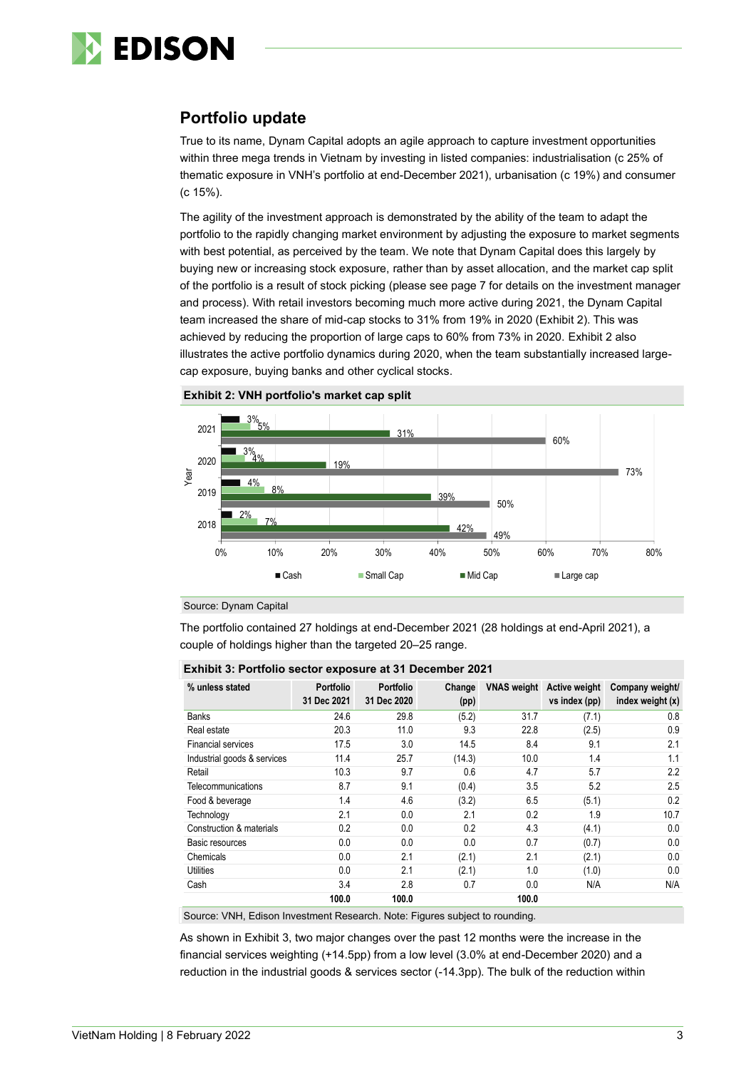## Portfolio update

True to its name, Dynam Capital adopts an agile approach to capture investment opportunities within three mega trends in Vietnam by investing in listed companies: industrialisation (c 25% of thematic exposure in VNH's portfolio at end-December 2021), urbanisation (c 19%) and consumer (c 15%).

The agility of the investment approach is demonstrated by the ability of the team to adapt the portfolio to the rapidly changing market environment by adjusting the exposure to market segments with best potential, as perceived by the team. We note that Dynam Capital does this largely by buying new or increasing stock exposure, rather than by asset allocation, and the market cap split of the portfolio is a result of stock picking (please see page 7 for details on the investment manager and process). With retail investors becoming much more active during 2021, the Dynam Capital team increased the share of mid-cap stocks to 31% from 19% in 2020 (Exhibit 2). This was achieved by reducing the proportion of large caps to 60% from 73% in 2020. Exhibit 2 also illustrates the active portfolio dynamics during 2020, when the team substantially increased large-cap exposure, buying banks and other cyclical stocks.

**Exhibit 2: VNH portfolio's market cap split**

| Year | Cash | Small Cap | Mid Cap | Large cap |
|---|---|---|---|---|
| 2021 | 3% | 5% | 31% | 60% |
| 2020 | 3% | 4% | 19% | 73% |
| 2019 | 4% | 8% | 39% | 50% |
| 2018 | 2% | 7% | 42% | 49% |

Source: Dynam Capital

The portfolio contained 27 holdings at end-December 2021 (28 holdings at end-April 2021), a couple of holdings higher than the targeted 20–25 range.

**Exhibit 3: Portfolio sector exposure at 31 December 2021**

| % unless stated | Portfolio 31 Dec 2021 | Portfolio 31 Dec 2020 | Change (pp) | VNAS weight | Active weight vs index (pp) | Company weight/ index weight (x) |
|---|---|---|---|---|---|---|
| Banks | 24.6 | 29.8 | (5.2) | 31.7 | (7.1) | 0.8 |
| Real estate | 20.3 | 11.0 | 9.3 | 22.8 | (2.5) | 0.9 |
| Financial services | 17.5 | 3.0 | 14.5 | 8.4 | 9.1 | 2.1 |
| Industrial goods & services | 11.4 | 25.7 | (14.3) | 10.0 | 1.4 | 1.1 |
| Retail | 10.3 | 9.7 | 0.6 | 4.7 | 5.7 | 2.2 |
| Telecommunications | 8.7 | 9.1 | (0.4) | 3.5 | 5.2 | 2.5 |
| Food & beverage | 1.4 | 4.6 | (3.2) | 6.5 | (5.1) | 0.2 |
| Technology | 2.1 | 0.0 | 2.1 | 0.2 | 1.9 | 10.7 |
| Construction & materials | 0.2 | 0.0 | 0.2 | 4.3 | (4.1) | 0.0 |
| Basic resources | 0.0 | 0.0 | 0.0 | 0.7 | (0.7) | 0.0 |
| Chemicals | 0.0 | 2.1 | (2.1) | 2.1 | (2.1) | 0.0 |
| Utilities | 0.0 | 2.1 | (2.1) | 1.0 | (1.0) | 0.0 |
| Cash | 3.4 | 2.8 | 0.7 | 0.0 | N/A | N/A |
| | **100.0** | **100.0** | | **100.0** | | |

Source: VNH, Edison Investment Research. Note: Figures subject to rounding.

As shown in Exhibit 3, two major changes over the past 12 months were the increase in the financial services weighting (+14.5pp) from a low level (3.0% at end-December 2020) and a reduction in the industrial goods & services sector (-14.3pp). The bulk of the reduction within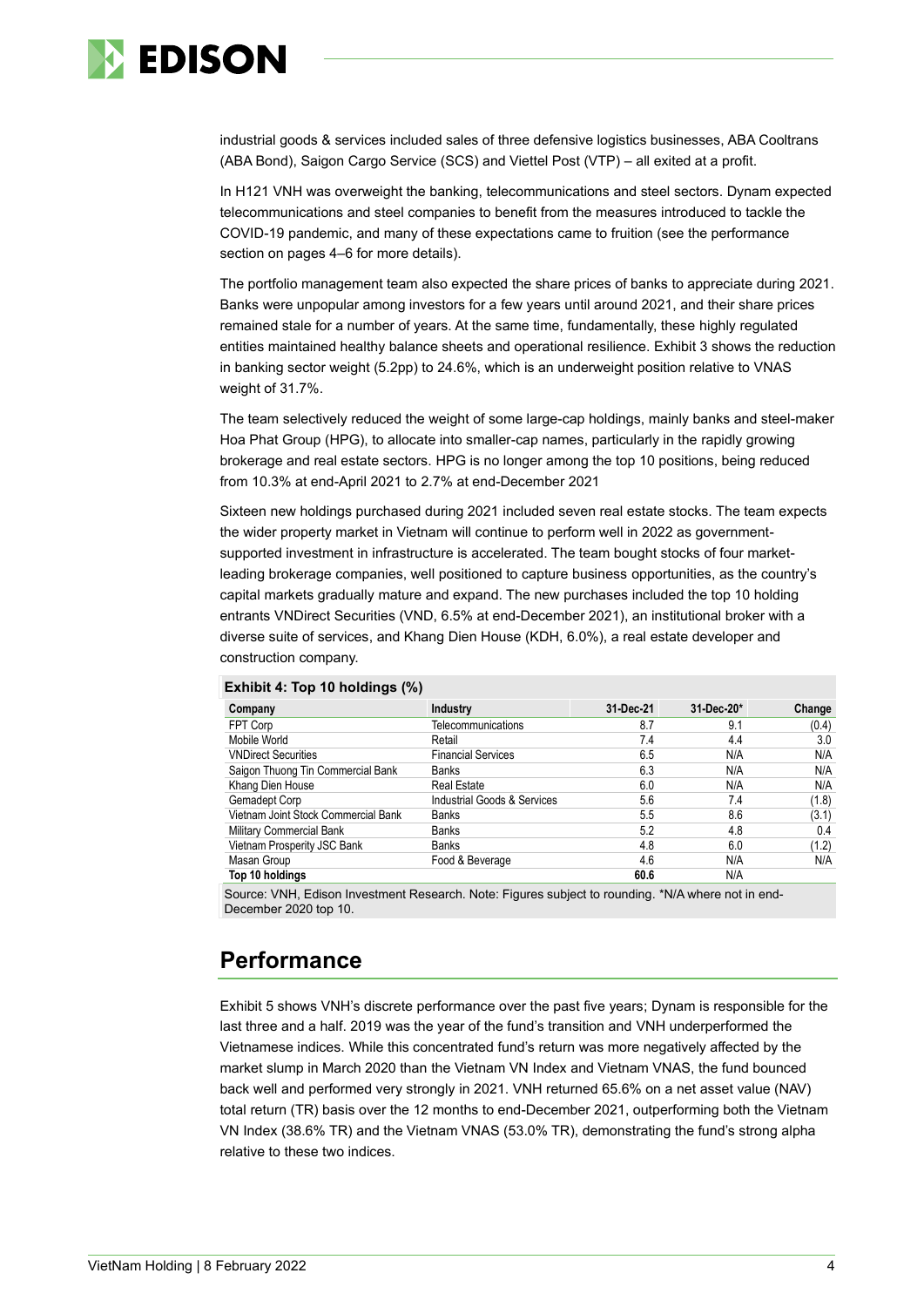industrial goods & services included sales of three defensive logistics businesses, ABA Cooltrans (ABA Bond), Saigon Cargo Service (SCS) and Viettel Post (VTP) – all exited at a profit.

In H121 VNH was overweight the banking, telecommunications and steel sectors. Dynam expected telecommunications and steel companies to benefit from the measures introduced to tackle the COVID-19 pandemic, and many of these expectations came to fruition (see the performance section on pages 4–6 for more details).

The portfolio management team also expected the share prices of banks to appreciate during 2021. Banks were unpopular among investors for a few years until around 2021, and their share prices remained stale for a number of years. At the same time, fundamentally, these highly regulated entities maintained healthy balance sheets and operational resilience. Exhibit 3 shows the reduction in banking sector weight (5.2pp) to 24.6%, which is an underweight position relative to VNAS weight of 31.7%.

The team selectively reduced the weight of some large-cap holdings, mainly banks and steel-maker Hoa Phat Group (HPG), to allocate into smaller-cap names, particularly in the rapidly growing brokerage and real estate sectors. HPG is no longer among the top 10 positions, being reduced from 10.3% at end-April 2021 to 2.7% at end-December 2021

Sixteen new holdings purchased during 2021 included seven real estate stocks. The team expects the wider property market in Vietnam will continue to perform well in 2022 as government-supported investment in infrastructure is accelerated. The team bought stocks of four market-leading brokerage companies, well positioned to capture business opportunities, as the country's capital markets gradually mature and expand. The new purchases included the top 10 holding entrants VNDirect Securities (VND, 6.5% at end-December 2021), an institutional broker with a diverse suite of services, and Khang Dien House (KDH, 6.0%), a real estate developer and construction company.

**Exhibit 4: Top 10 holdings (%)**

| Company | Industry | 31-Dec-21 | 31-Dec-20* | Change |
|---|---|---|---|---|
| FPT Corp | Telecommunications | 8.7 | 9.1 | (0.4) |
| Mobile World | Retail | 7.4 | 4.4 | 3.0 |
| VNDirect Securities | Financial Services | 6.5 | N/A | N/A |
| Saigon Thuong Tin Commercial Bank | Banks | 6.3 | N/A | N/A |
| Khang Dien House | Real Estate | 6.0 | N/A | N/A |
| Gemadept Corp | Industrial Goods & Services | 5.6 | 7.4 | (1.8) |
| Vietnam Joint Stock Commercial Bank | Banks | 5.5 | 8.6 | (3.1) |
| Military Commercial Bank | Banks | 5.2 | 4.8 | 0.4 |
| Vietnam Prosperity JSC Bank | Banks | 4.8 | 6.0 | (1.2) |
| Masan Group | Food & Beverage | 4.6 | N/A | N/A |
| **Top 10 holdings** | | **60.6** | N/A | |

Source: VNH, Edison Investment Research. Note: Figures subject to rounding. *N/A where not in end-December 2020 top 10.

## Performance

Exhibit 5 shows VNH's discrete performance over the past five years; Dynam is responsible for the last three and a half. 2019 was the year of the fund's transition and VNH underperformed the Vietnamese indices. While this concentrated fund's return was more negatively affected by the market slump in March 2020 than the Vietnam VN Index and Vietnam VNAS, the fund bounced back well and performed very strongly in 2021. VNH returned 65.6% on a net asset value (NAV) total return (TR) basis over the 12 months to end-December 2021, outperforming both the Vietnam VN Index (38.6% TR) and the Vietnam VNAS (53.0% TR), demonstrating the fund's strong alpha relative to these two indices.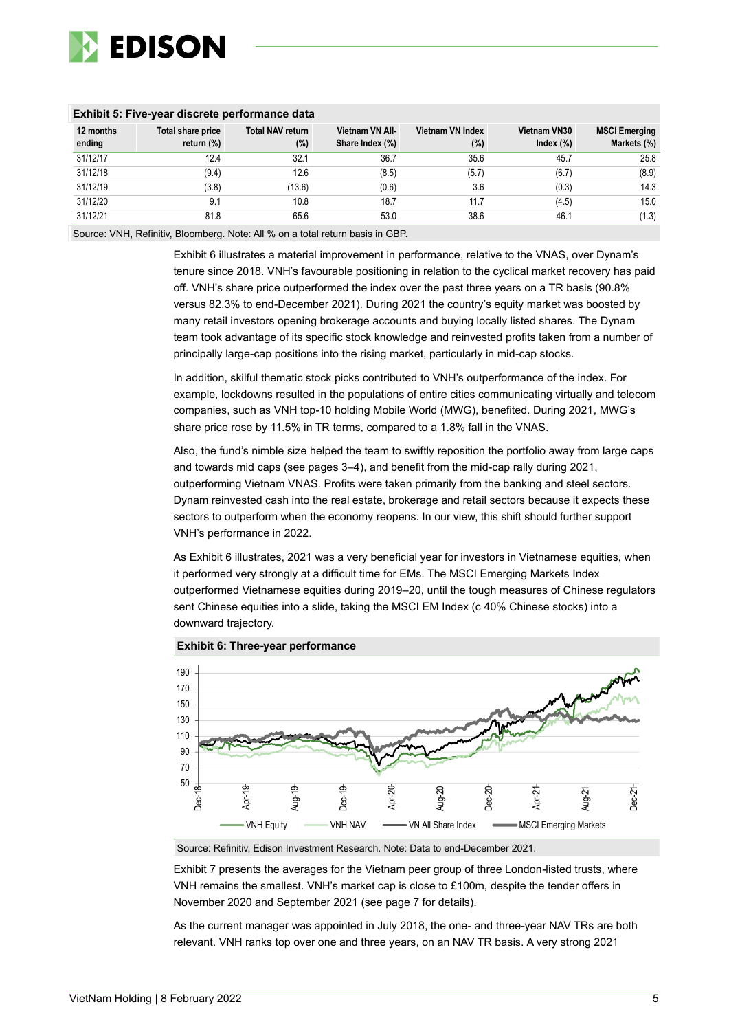**Exhibit 5: Five-year discrete performance data**

| 12 months ending | Total share price return (%) | Total NAV return (%) | Vietnam VN All-Share Index (%) | Vietnam VN Index (%) | Vietnam VN30 Index (%) | MSCI Emerging Markets (%) |
|---|---|---|---|---|---|---|
| 31/12/17 | 12.4 | 32.1 | 36.7 | 35.6 | 45.7 | 25.8 |
| 31/12/18 | (9.4) | 12.6 | (8.5) | (5.7) | (6.7) | (8.9) |
| 31/12/19 | (3.8) | (13.6) | (0.6) | 3.6 | (0.3) | 14.3 |
| 31/12/20 | 9.1 | 10.8 | 18.7 | 11.7 | (4.5) | 15.0 |
| 31/12/21 | 81.8 | 65.6 | 53.0 | 38.6 | 46.1 | (1.3) |

Source: VNH, Refinitiv, Bloomberg. Note: All % on a total return basis in GBP.

Exhibit 6 illustrates a material improvement in performance, relative to the VNAS, over Dynam's tenure since 2018. VNH's favourable positioning in relation to the cyclical market recovery has paid off. VNH's share price outperformed the index over the past three years on a TR basis (90.8% versus 82.3% to end-December 2021). During 2021 the country's equity market was boosted by many retail investors opening brokerage accounts and buying locally listed shares. The Dynam team took advantage of its specific stock knowledge and reinvested profits taken from a number of principally large-cap positions into the rising market, particularly in mid-cap stocks.

In addition, skilful thematic stock picks contributed to VNH's outperformance of the index. For example, lockdowns resulted in the populations of entire cities communicating virtually and telecom companies, such as VNH top-10 holding Mobile World (MWG), benefited. During 2021, MWG's share price rose by 11.5% in TR terms, compared to a 1.8% fall in the VNAS.

Also, the fund's nimble size helped the team to swiftly reposition the portfolio away from large caps and towards mid caps (see pages 3–4), and benefit from the mid-cap rally during 2021, outperforming Vietnam VNAS. Profits were taken primarily from the banking and steel sectors. Dynam reinvested cash into the real estate, brokerage and retail sectors because it expects these sectors to outperform when the economy reopens. In our view, this shift should further support VNH's performance in 2022.

As Exhibit 6 illustrates, 2021 was a very beneficial year for investors in Vietnamese equities, when it performed very strongly at a difficult time for EMs. The MSCI Emerging Markets Index outperformed Vietnamese equities during 2019–20, until the tough measures of Chinese regulators sent Chinese equities into a slide, taking the MSCI EM Index (c 40% Chinese stocks) into a downward trajectory.

**Exhibit 6: Three-year performance**

Source: Refinitiv, Edison Investment Research. Note: Data to end-December 2021.

Exhibit 7 presents the averages for the Vietnam peer group of three London-listed trusts, where VNH remains the smallest. VNH's market cap is close to £100m, despite the tender offers in November 2020 and September 2021 (see page 7 for details).

As the current manager was appointed in July 2018, the one- and three-year NAV TRs are both relevant. VNH ranks top over one and three years, on an NAV TR basis. A very strong 2021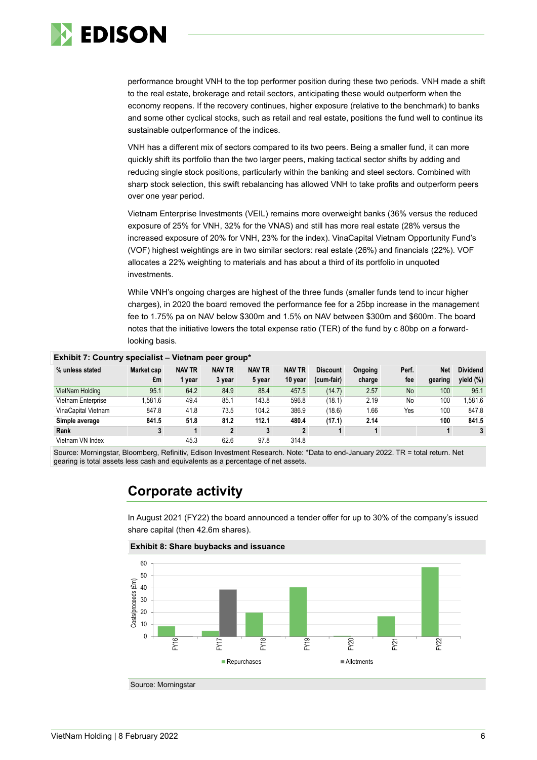performance brought VNH to the top performer position during these two periods. VNH made a shift to the real estate, brokerage and retail sectors, anticipating these would outperform when the economy reopens. If the recovery continues, higher exposure (relative to the benchmark) to banks and some other cyclical stocks, such as retail and real estate, positions the fund well to continue its sustainable outperformance of the indices.

VNH has a different mix of sectors compared to its two peers. Being a smaller fund, it can more quickly shift its portfolio than the two larger peers, making tactical sector shifts by adding and reducing single stock positions, particularly within the banking and steel sectors. Combined with sharp stock selection, this swift rebalancing has allowed VNH to take profits and outperform peers over one year period.

Vietnam Enterprise Investments (VEIL) remains more overweight banks (36% versus the reduced exposure of 25% for VNH, 32% for the VNAS) and still has more real estate (28% versus the increased exposure of 20% for VNH, 23% for the index). VinaCapital Vietnam Opportunity Fund's (VOF) highest weightings are in two similar sectors: real estate (26%) and financials (22%). VOF allocates a 22% weighting to materials and has about a third of its portfolio in unquoted investments.

While VNH's ongoing charges are highest of the three funds (smaller funds tend to incur higher charges), in 2020 the board removed the performance fee for a 25bp increase in the management fee to 1.75% pa on NAV below $300m and 1.5% on NAV between $300m and $600m. The board notes that the initiative lowers the total expense ratio (TER) of the fund by c 80bp on a forward-looking basis.

**Exhibit 7: Country specialist – Vietnam peer group***

| % unless stated | Market cap £m | NAV TR 1 year | NAV TR 3 year | NAV TR 5 year | NAV TR 10 year | Discount (cum-fair) | Ongoing charge | Perf. fee | Net gearing | Dividend yield (%) |
|---|---|---|---|---|---|---|---|---|---|---|
| VietNam Holding | 95.1 | 64.2 | 84.9 | 88.4 | 457.5 | (14.7) | 2.57 | No | 100 | 95.1 |
| Vietnam Enterprise | 1,581.6 | 49.4 | 85.1 | 143.8 | 596.8 | (18.1) | 2.19 | No | 100 | 1,581.6 |
| VinaCapital Vietnam | 847.8 | 41.8 | 73.5 | 104.2 | 386.9 | (18.6) | 1.66 | Yes | 100 | 847.8 |
| **Simple average** | **841.5** | **51.8** | **81.2** | **112.1** | **480.4** | **(17.1)** | **2.14** | | **100** | **841.5** |
| **Rank** | **3** | **1** | **2** | **3** | **2** | **1** | **1** | | **1** | **3** |
| Vietnam VN Index | | 45.3 | 62.6 | 97.8 | 314.8 | | | | | |

Source: Morningstar, Bloomberg, Refinitiv, Edison Investment Research. Note: *Data to end-January 2022. TR = total return. Net gearing is total assets less cash and equivalents as a percentage of net assets.

## Corporate activity

In August 2021 (FY22) the board announced a tender offer for up to 30% of the company's issued share capital (then 42.6m shares).

**Exhibit 8: Share buybacks and issuance**

Source: Morningstar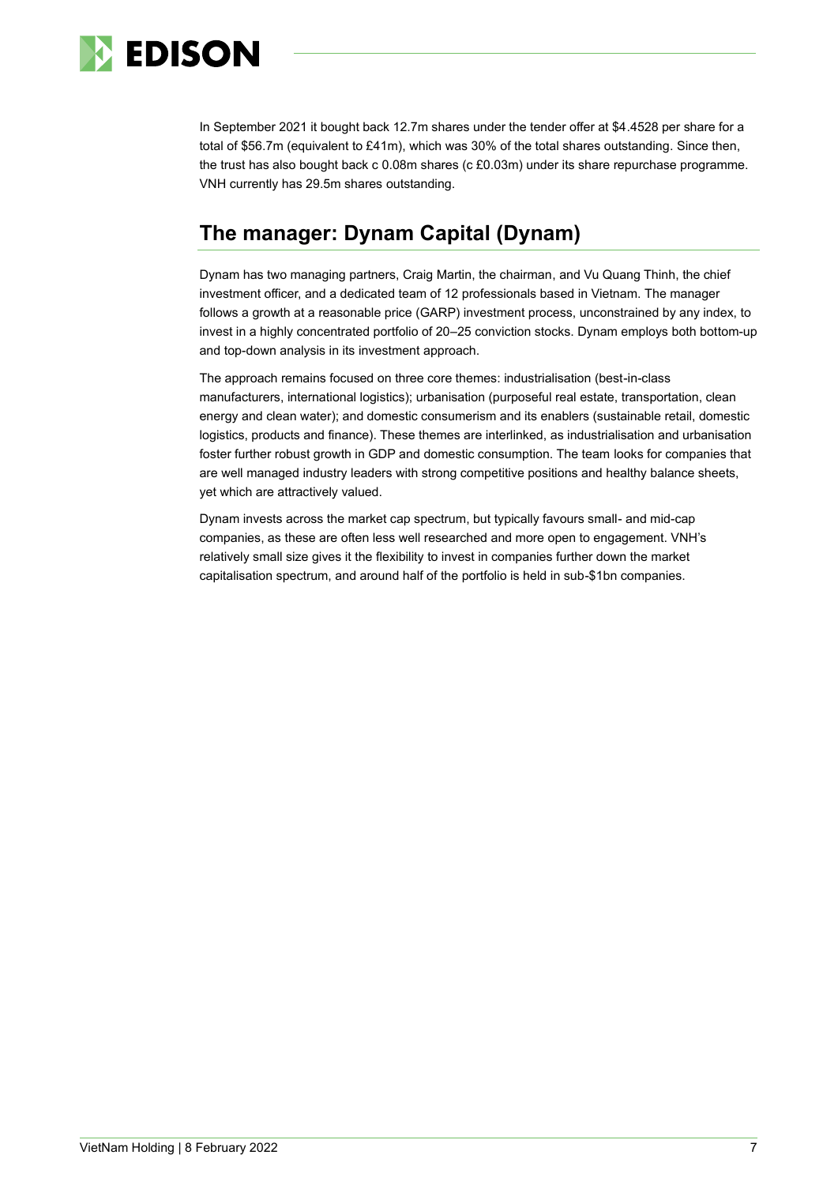In September 2021 it bought back 12.7m shares under the tender offer at $4.4528 per share for a total of $56.7m (equivalent to £41m), which was 30% of the total shares outstanding. Since then, the trust has also bought back c 0.08m shares (c £0.03m) under its share repurchase programme. VNH currently has 29.5m shares outstanding.

## The manager: Dynam Capital (Dynam)

Dynam has two managing partners, Craig Martin, the chairman, and Vu Quang Thinh, the chief investment officer, and a dedicated team of 12 professionals based in Vietnam. The manager follows a growth at a reasonable price (GARP) investment process, unconstrained by any index, to invest in a highly concentrated portfolio of 20–25 conviction stocks. Dynam employs both bottom-up and top-down analysis in its investment approach.

The approach remains focused on three core themes: industrialisation (best-in-class manufacturers, international logistics); urbanisation (purposeful real estate, transportation, clean energy and clean water); and domestic consumerism and its enablers (sustainable retail, domestic logistics, products and finance). These themes are interlinked, as industrialisation and urbanisation foster further robust growth in GDP and domestic consumption. The team looks for companies that are well managed industry leaders with strong competitive positions and healthy balance sheets, yet which are attractively valued.

Dynam invests across the market cap spectrum, but typically favours small- and mid-cap companies, as these are often less well researched and more open to engagement. VNH's relatively small size gives it the flexibility to invest in companies further down the market capitalisation spectrum, and around half of the portfolio is held in sub-$1bn companies.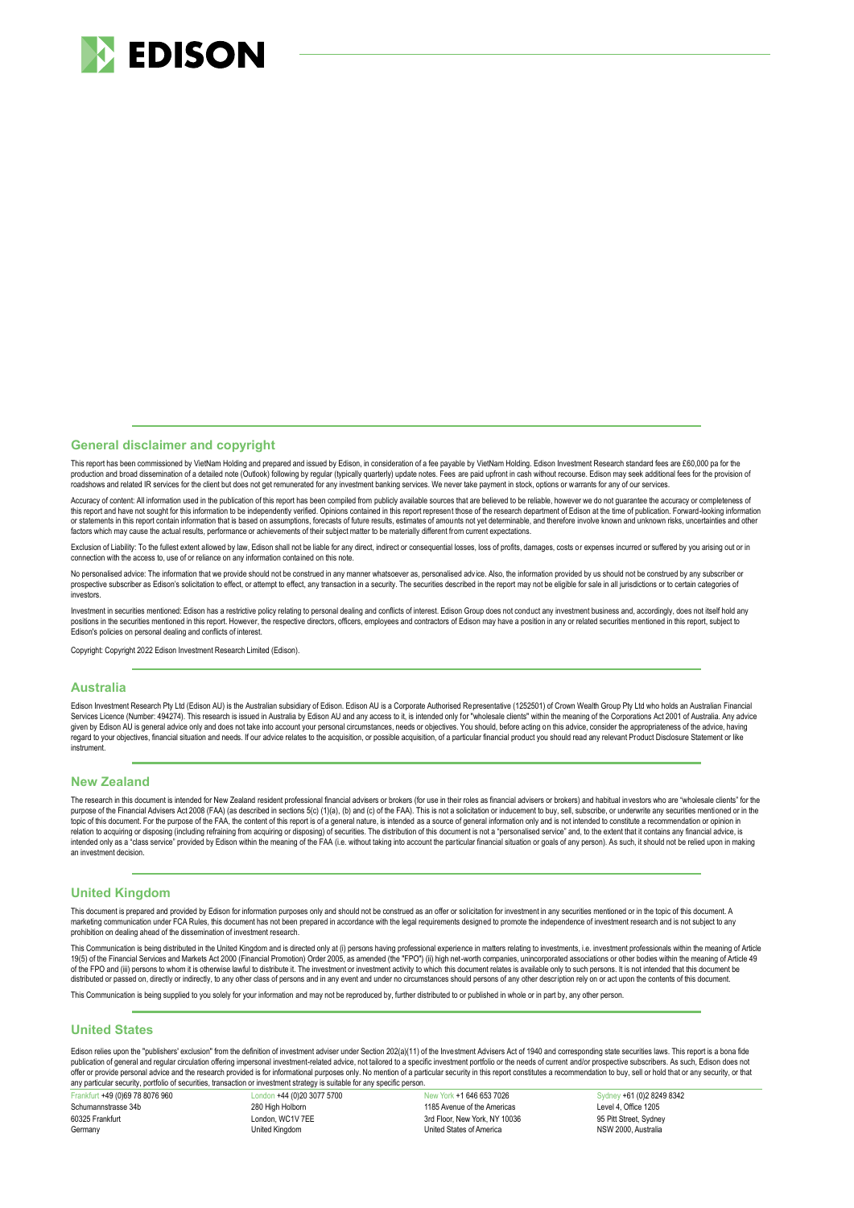## General disclaimer and copyright

This report has been commissioned by VietNam Holding and prepared and issued by Edison, in consideration of a fee payable by VietNam Holding. Edison Investment Research standard fees are £60,000 pa for the production and broad dissemination of a detailed note (Outlook) following by regular (typically quarterly) update notes. Fees are paid upfront in cash without recourse. Edison may seek additional fees for the provision of roadshows and related IR services for the client but does not get remunerated for any investment banking services. We never take payment in stock, options or warrants for any of our services.

Accuracy of content: All information used in the publication of this report has been compiled from publicly available sources that are believed to be reliable, however we do not guarantee the accuracy or completeness of this report and have not sought for this information to be independently verified. Opinions contained in this report represent those of the research department of Edison at the time of publication. Forward-looking information or statements in this report contain information that is based on assumptions, forecasts of future results, estimates of amounts not yet determinable, and therefore involve known and unknown risks, uncertainties and other factors which may cause the actual results, performance or achievements of their subject matter to be materially different from current expectations.

Exclusion of Liability: To the fullest extent allowed by law, Edison shall not be liable for any direct, indirect or consequential losses, loss of profits, damages, costs or expenses incurred or suffered by you arising out or in connection with the access to, use of or reliance on any information contained on this note.

No personalised advice: The information that we provide should not be construed in any manner whatsoever as, personalised advice. Also, the information provided by us should not be construed by any subscriber or prospective subscriber as Edison's solicitation to effect, or attempt to effect, any transaction in a security. The securities described in the report may not be eligible for sale in all jurisdictions or to certain categories of investors.

Investment in securities mentioned: Edison has a restrictive policy relating to personal dealing and conflicts of interest. Edison Group does not conduct any investment business and, accordingly, does not itself hold any positions in the securities mentioned in this report. However, the respective directors, officers, employees and contractors of Edison may have a position in any or related securities mentioned in this report, subject to Edison's policies on personal dealing and conflicts of interest.

Copyright: Copyright 2022 Edison Investment Research Limited (Edison).

## Australia

Edison Investment Research Pty Ltd (Edison AU) is the Australian subsidiary of Edison. Edison AU is a Corporate Authorised Representative (1252501) of Crown Wealth Group Pty Ltd who holds an Australian Financial Services Licence (Number: 494274). This research is issued in Australia by Edison AU and any access to it, is intended only for "wholesale clients" within the meaning of the Corporations Act 2001 of Australia. Any advice given by Edison AU is general advice only and does not take into account your personal circumstances, needs or objectives. You should, before acting on this advice, consider the appropriateness of the advice, having regard to your objectives, financial situation and needs. If our advice relates to the acquisition, or possible acquisition, of a particular financial product you should read any relevant Product Disclosure Statement or like instrument.

## New Zealand

The research in this document is intended for New Zealand resident professional financial advisers or brokers (for use in their roles as financial advisers or brokers) and habitual investors who are "wholesale clients" for the purpose of the Financial Advisers Act 2008 (FAA) (as described in sections 5(c) (1)(a), (b) and (c) of the FAA). This is not a solicitation or inducement to buy, sell, subscribe, or underwrite any securities mentioned or in the topic of this document. For the purpose of the FAA, the content of this report is of a general nature, is intended as a source of general information only and is not intended to constitute a recommendation or opinion in relation to acquiring or disposing (including refraining from acquiring or disposing) of securities. The distribution of this document is not a "personalised service" and, to the extent that it contains any financial advice, is intended only as a "class service" provided by Edison within the meaning of the FAA (i.e. without taking into account the particular financial situation or goals of any person). As such, it should not be relied upon in making an investment decision.

## United Kingdom

This document is prepared and provided by Edison for information purposes only and should not be construed as an offer or solicitation for investment in any securities mentioned or in the topic of this document. A marketing communication under FCA Rules, this document has not been prepared in accordance with the legal requirements designed to promote the independence of investment research and is not subject to any prohibition on dealing ahead of the dissemination of investment research.

This Communication is being distributed in the United Kingdom and is directed only at (i) persons having professional experience in matters relating to investments, i.e. investment professionals within the meaning of Article 19(5) of the Financial Services and Markets Act 2000 (Financial Promotion) Order 2005, as amended (the "FPO") (ii) high net-worth companies, unincorporated associations or other bodies within the meaning of Article 49 of the FPO and (iii) persons to whom it is otherwise lawful to distribute it. The investment or investment activity to which this document relates is available only to such persons. It is not intended that this document be distributed or passed on, directly or indirectly, to any other class of persons and in any event and under no circumstances should persons of any other description rely on or act upon the contents of this document.

This Communication is being supplied to you solely for your information and may not be reproduced by, further distributed to or published in whole or in part by, any other person.

## United States

Edison relies upon the "publishers' exclusion" from the definition of investment adviser under Section 202(a)(11) of the Investment Advisers Act of 1940 and corresponding state securities laws. This report is a bona fide publication of general and regular circulation offering impersonal investment-related advice, not tailored to a specific investment portfolio or the needs of current and/or prospective subscribers. As such, Edison does not offer or provide personal advice and the research provided is for informational purposes only. No mention of a particular security in this report constitutes a recommendation to buy, sell or hold that or any security, or that any particular security, portfolio of securities, transaction or investment strategy is suitable for any specific person.

Frankfurt +49 (0)69 78 8076 960
Schumannstrasse 34b
60325 Frankfurt
Germany

London +44 (0)20 3077 5700
280 High Holborn
London, WC1V 7EE
United Kingdom

New York +1 646 653 7026
1185 Avenue of the Americas
3rd Floor, New York, NY 10036
United States of America

Sydney +61 (0)2 8249 8342
Level 4, Office 1205
95 Pitt Street, Sydney
NSW 2000, Australia